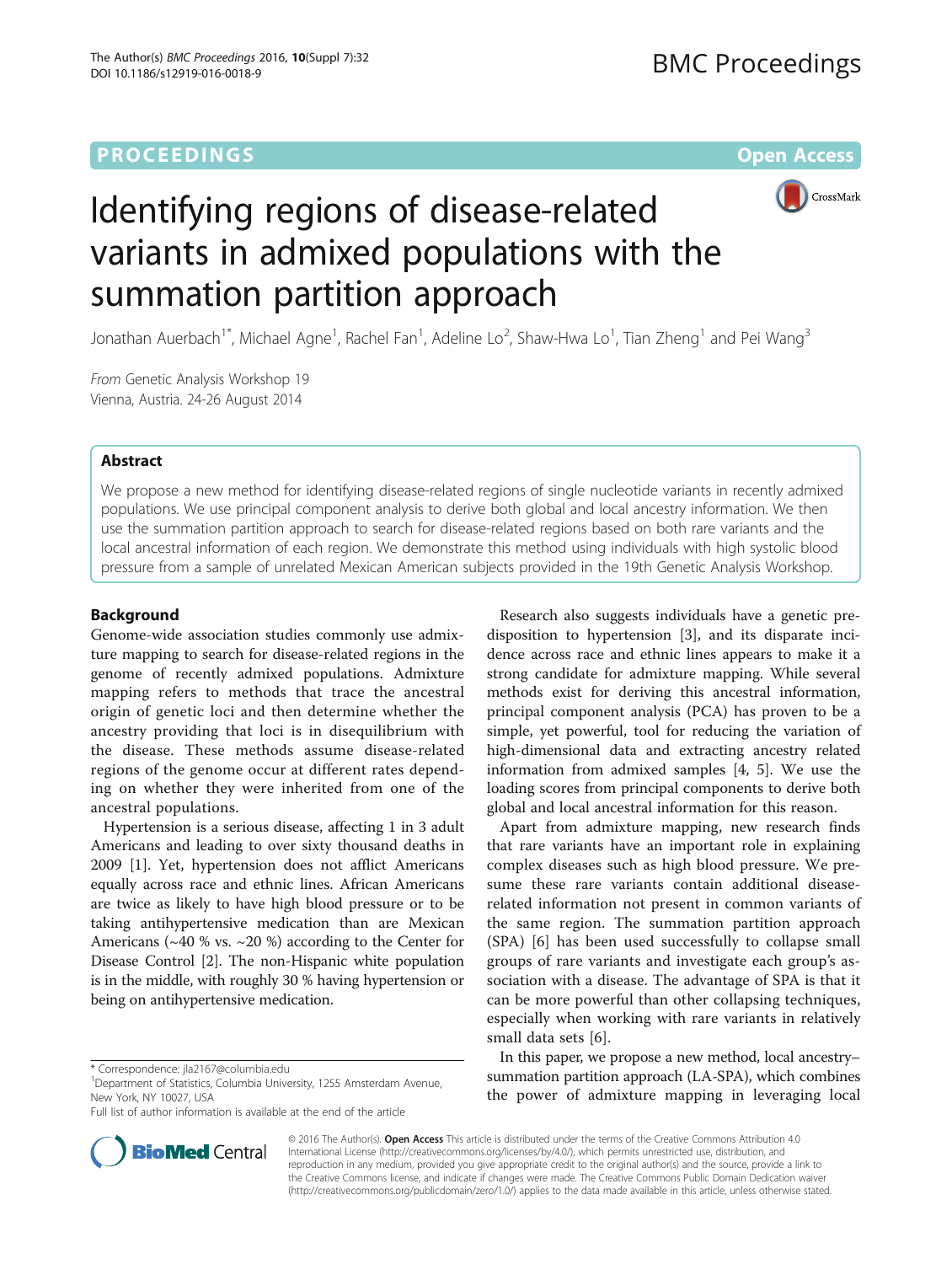PROCEEDINGS **Open Access**

# Identifying regions of disease-related variants in admixed populations with the summation partition approach

Jonathan Auerbach[1*], Michael Agne[1], Rachel Fan[1], Adeline Lo[2], Shaw-Hwa Lo[1], Tian Zheng[1] and Pei Wang[3]

*From* Genetic Analysis Workshop 19
Vienna, Austria. 24-26 August 2014

## Abstract

We propose a new method for identifying disease-related regions of single nucleotide variants in recently admixed populations. We use principal component analysis to derive both global and local ancestry information. We then use the summation partition approach to search for disease-related regions based on both rare variants and the local ancestral information of each region. We demonstrate this method using individuals with high systolic blood pressure from a sample of unrelated Mexican American subjects provided in the 19th Genetic Analysis Workshop.

## Background

Genome-wide association studies commonly use admixture mapping to search for disease-related regions in the genome of recently admixed populations. Admixture mapping refers to methods that trace the ancestral origin of genetic loci and then determine whether the ancestry providing that loci is in disequilibrium with the disease. These methods assume disease-related regions of the genome occur at different rates depending on whether they were inherited from one of the ancestral populations.

Hypertension is a serious disease, affecting 1 in 3 adult Americans and leading to over sixty thousand deaths in 2009 [1]. Yet, hypertension does not afflict Americans equally across race and ethnic lines. African Americans are twice as likely to have high blood pressure or to be taking antihypertensive medication than are Mexican Americans (~40 % vs. ~20 %) according to the Center for Disease Control [2]. The non-Hispanic white population is in the middle, with roughly 30 % having hypertension or being on antihypertensive medication.

Research also suggests individuals have a genetic predisposition to hypertension [3], and its disparate incidence across race and ethnic lines appears to make it a strong candidate for admixture mapping. While several methods exist for deriving this ancestral information, principal component analysis (PCA) has proven to be a simple, yet powerful, tool for reducing the variation of high-dimensional data and extracting ancestry related information from admixed samples [4, 5]. We use the loading scores from principal components to derive both global and local ancestral information for this reason.

Apart from admixture mapping, new research finds that rare variants have an important role in explaining complex diseases such as high blood pressure. We presume these rare variants contain additional disease-related information not present in common variants of the same region. The summation partition approach (SPA) [6] has been used successfully to collapse small groups of rare variants and investigate each group's association with a disease. The advantage of SPA is that it can be more powerful than other collapsing techniques, especially when working with rare variants in relatively small data sets [6].

In this paper, we propose a new method, local ancestry–summation partition approach (LA-SPA), which combines the power of admixture mapping in leveraging local

\* Correspondence: jla2167@columbia.edu
[1]Department of Statistics, Columbia University, 1255 Amsterdam Avenue, New York, NY 10027, USA
Full list of author information is available at the end of the article

© 2016 The Author(s). **Open Access** This article is distributed under the terms of the Creative Commons Attribution 4.0 International License (http://creativecommons.org/licenses/by/4.0/), which permits unrestricted use, distribution, and reproduction in any medium, provided you give appropriate credit to the original author(s) and the source, provide a link to the Creative Commons license, and indicate if changes were made. The Creative Commons Public Domain Dedication waiver (http://creativecommons.org/publicdomain/zero/1.0/) applies to the data made available in this article, unless otherwise stated.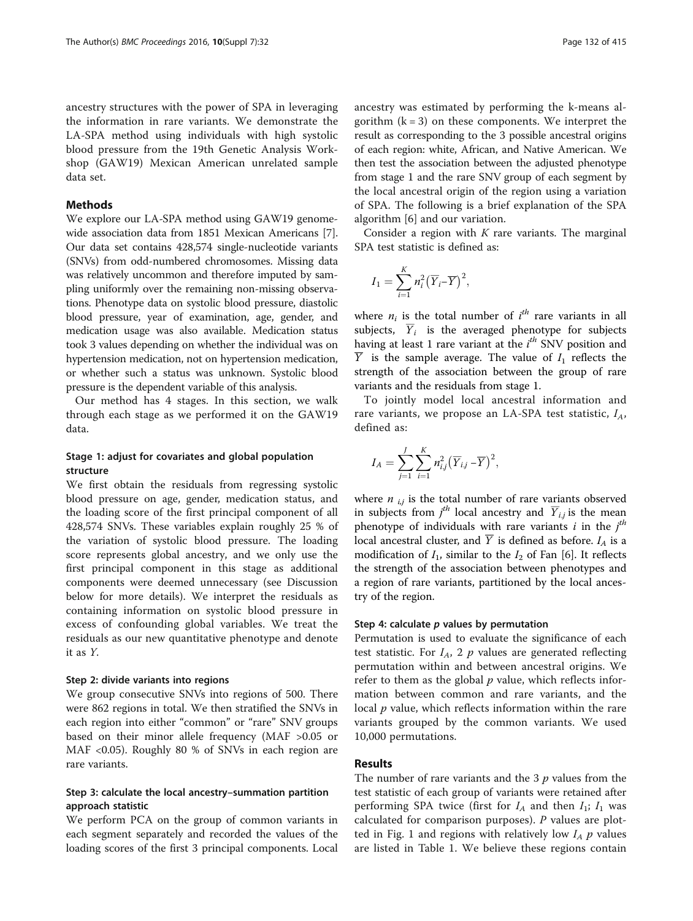ancestry structures with the power of SPA in leveraging the information in rare variants. We demonstrate the LA-SPA method using individuals with high systolic blood pressure from the 19th Genetic Analysis Workshop (GAW19) Mexican American unrelated sample data set.

## Methods

We explore our LA-SPA method using GAW19 genome-wide association data from 1851 Mexican Americans [7]. Our data set contains 428,574 single-nucleotide variants (SNVs) from odd-numbered chromosomes. Missing data was relatively uncommon and therefore imputed by sampling uniformly over the remaining non-missing observations. Phenotype data on systolic blood pressure, diastolic blood pressure, year of examination, age, gender, and medication usage was also available. Medication status took 3 values depending on whether the individual was on hypertension medication, not on hypertension medication, or whether such a status was unknown. Systolic blood pressure is the dependent variable of this analysis.

Our method has 4 stages. In this section, we walk through each stage as we performed it on the GAW19 data.

### Stage 1: adjust for covariates and global population structure

We first obtain the residuals from regressing systolic blood pressure on age, gender, medication status, and the loading score of the first principal component of all 428,574 SNVs. These variables explain roughly 25 % of the variation of systolic blood pressure. The loading score represents global ancestry, and we only use the first principal component in this stage as additional components were deemed unnecessary (see Discussion below for more details). We interpret the residuals as containing information on systolic blood pressure in excess of confounding global variables. We treat the residuals as our new quantitative phenotype and denote it as $Y$.

#### Step 2: divide variants into regions

We group consecutive SNVs into regions of 500. There were 862 regions in total. We then stratified the SNVs in each region into either "common" or "rare" SNV groups based on their minor allele frequency (MAF >0.05 or MAF <0.05). Roughly 80 % of SNVs in each region are rare variants.

### Step 3: calculate the local ancestry–summation partition approach statistic

We perform PCA on the group of common variants in each segment separately and recorded the values of the loading scores of the first 3 principal components. Local ancestry was estimated by performing the k-means algorithm (k = 3) on these components. We interpret the result as corresponding to the 3 possible ancestral origins of each region: white, African, and Native American. We then test the association between the adjusted phenotype from stage 1 and the rare SNV group of each segment by the local ancestral origin of the region using a variation of SPA. The following is a brief explanation of the SPA algorithm [6] and our variation.

Consider a region with $K$ rare variants. The marginal SPA test statistic is defined as:

$$I_1 = \sum_{i=1}^{K} n_i^2 \left(\overline{Y}_i - \overline{Y}\right)^2,$$

where $n_i$ is the total number of $i^{th}$ rare variants in all subjects, $\overline{Y}_i$ is the averaged phenotype for subjects having at least 1 rare variant at the $i^{th}$ SNV position and $\overline{Y}$ is the sample average. The value of $I_1$ reflects the strength of the association between the group of rare variants and the residuals from stage 1.

To jointly model local ancestral information and rare variants, we propose an LA-SPA test statistic, $I_A$, defined as:

$$I_A = \sum_{j=1}^{J} \sum_{i=1}^{K} n_{i,j}^2 \left(\overline{Y}_{i,j} - \overline{Y}\right)^2,$$

where $n_{i,j}$ is the total number of rare variants observed in subjects from $j^{th}$ local ancestry and $\overline{Y}_{i,j}$ is the mean phenotype of individuals with rare variants $i$ in the $j^{th}$ local ancestral cluster, and $\overline{Y}$ is defined as before. $I_A$ is a modification of $I_1$, similar to the $I_2$ of Fan [6]. It reflects the strength of the association between phenotypes and a region of rare variants, partitioned by the local ancestry of the region.

#### Step 4: calculate *p* values by permutation

Permutation is used to evaluate the significance of each test statistic. For $I_A$, 2 $p$ values are generated reflecting permutation within and between ancestral origins. We refer to them as the global $p$ value, which reflects information between common and rare variants, and the local $p$ value, which reflects information within the rare variants grouped by the common variants. We used 10,000 permutations.

## Results

The number of rare variants and the 3 $p$ values from the test statistic of each group of variants were retained after performing SPA twice (first for $I_A$ and then $I_1$; $I_1$ was calculated for comparison purposes). $P$ values are plotted in Fig. 1 and regions with relatively low $I_A$ $p$ values are listed in Table 1. We believe these regions contain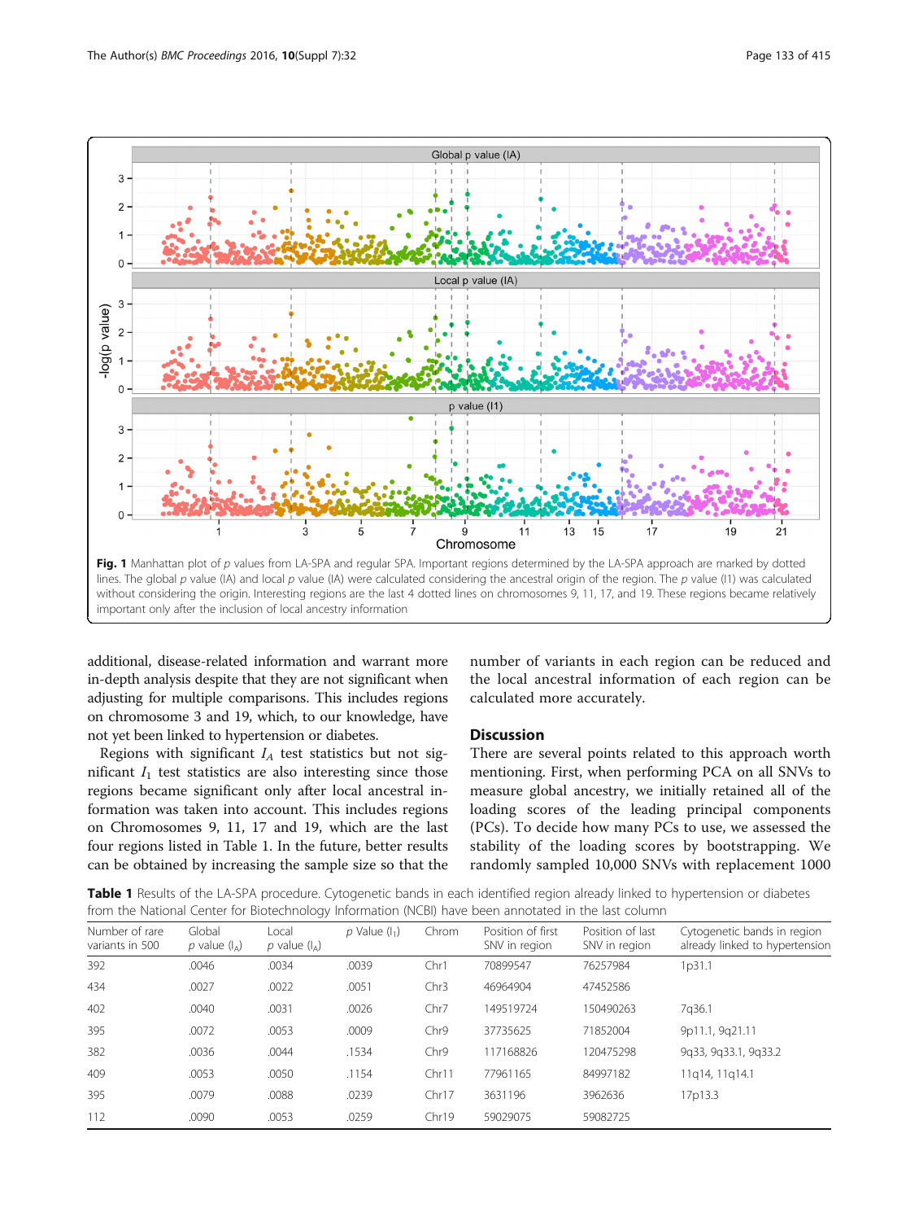**Fig. 1** Manhattan plot of *p* values from LA-SPA and regular SPA. Important regions determined by the LA-SPA approach are marked by dotted lines. The global *p* value (IA) and local *p* value (IA) were calculated considering the ancestral origin of the region. The *p* value (I1) was calculated without considering the origin. Interesting regions are the last 4 dotted lines on chromosomes 9, 11, 17, and 19. These regions became relatively important only after the inclusion of local ancestry information

additional, disease-related information and warrant more in-depth analysis despite that they are not significant when adjusting for multiple comparisons. This includes regions on chromosome 3 and 19, which, to our knowledge, have not yet been linked to hypertension or diabetes.

Regions with significant $I_A$ test statistics but not significant $I_1$ test statistics are also interesting since those regions became significant only after local ancestral information was taken into account. This includes regions on Chromosomes 9, 11, 17 and 19, which are the last four regions listed in Table 1. In the future, better results can be obtained by increasing the sample size so that the number of variants in each region can be reduced and the local ancestral information of each region can be calculated more accurately.

## Discussion

There are several points related to this approach worth mentioning. First, when performing PCA on all SNVs to measure global ancestry, we initially retained all of the loading scores of the leading principal components (PCs). To decide how many PCs to use, we assessed the stability of the loading scores by bootstrapping. We randomly sampled 10,000 SNVs with replacement 1000

**Table 1** Results of the LA-SPA procedure. Cytogenetic bands in each identified region already linked to hypertension or diabetes from the National Center for Biotechnology Information (NCBI) have been annotated in the last column

| Number of rare variants in 500 | Global *p* value ($I_A$) | Local *p* value ($I_A$) | *p* Value ($I_1$) | Chrom | Position of first SNV in region | Position of last SNV in region | Cytogenetic bands in region already linked to hypertension |
|---|---|---|---|---|---|---|---|
| 392 | .0046 | .0034 | .0039 | Chr1 | 70899547 | 76257984 | 1p31.1 |
| 434 | .0027 | .0022 | .0051 | Chr3 | 46964904 | 47452586 | |
| 402 | .0040 | .0031 | .0026 | Chr7 | 149519724 | 150490263 | 7q36.1 |
| 395 | .0072 | .0053 | .0009 | Chr9 | 37735625 | 71852004 | 9p11.1, 9q21.11 |
| 382 | .0036 | .0044 | .1534 | Chr9 | 117168826 | 120475298 | 9q33, 9q33.1, 9q33.2 |
| 409 | .0053 | .0050 | .1154 | Chr11 | 77961165 | 84997182 | 11q14, 11q14.1 |
| 395 | .0079 | .0088 | .0239 | Chr17 | 3631196 | 3962636 | 17p13.3 |
| 112 | .0090 | .0053 | .0259 | Chr19 | 59029075 | 59082725 | |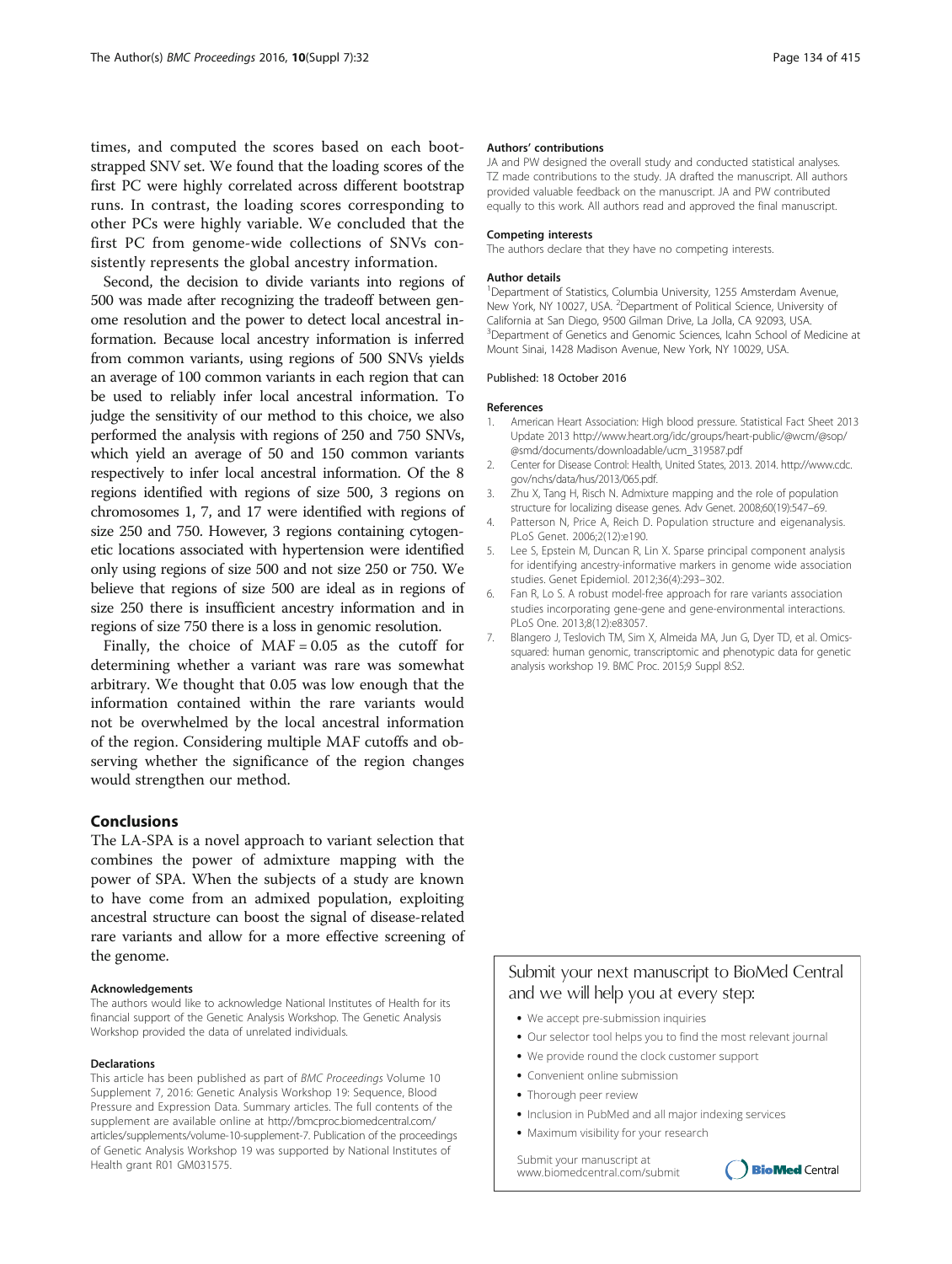times, and computed the scores based on each bootstrapped SNV set. We found that the loading scores of the first PC were highly correlated across different bootstrap runs. In contrast, the loading scores corresponding to other PCs were highly variable. We concluded that the first PC from genome-wide collections of SNVs consistently represents the global ancestry information.

Second, the decision to divide variants into regions of 500 was made after recognizing the tradeoff between genome resolution and the power to detect local ancestral information. Because local ancestry information is inferred from common variants, using regions of 500 SNVs yields an average of 100 common variants in each region that can be used to reliably infer local ancestral information. To judge the sensitivity of our method to this choice, we also performed the analysis with regions of 250 and 750 SNVs, which yield an average of 50 and 150 common variants respectively to infer local ancestral information. Of the 8 regions identified with regions of size 500, 3 regions on chromosomes 1, 7, and 17 were identified with regions of size 250 and 750. However, 3 regions containing cytogenetic locations associated with hypertension were identified only using regions of size 500 and not size 250 or 750. We believe that regions of size 500 are ideal as in regions of size 250 there is insufficient ancestry information and in regions of size 750 there is a loss in genomic resolution.

Finally, the choice of MAF = 0.05 as the cutoff for determining whether a variant was rare was somewhat arbitrary. We thought that 0.05 was low enough that the information contained within the rare variants would not be overwhelmed by the local ancestral information of the region. Considering multiple MAF cutoffs and observing whether the significance of the region changes would strengthen our method.

## Conclusions

The LA-SPA is a novel approach to variant selection that combines the power of admixture mapping with the power of SPA. When the subjects of a study are known to have come from an admixed population, exploiting ancestral structure can boost the signal of disease-related rare variants and allow for a more effective screening of the genome.

#### Acknowledgements

The authors would like to acknowledge National Institutes of Health for its financial support of the Genetic Analysis Workshop. The Genetic Analysis Workshop provided the data of unrelated individuals.

#### Declarations

This article has been published as part of *BMC Proceedings* Volume 10 Supplement 7, 2016: Genetic Analysis Workshop 19: Sequence, Blood Pressure and Expression Data. Summary articles. The full contents of the supplement are available online at http://bmcproc.biomedcentral.com/articles/supplements/volume-10-supplement-7. Publication of the proceedings of Genetic Analysis Workshop 19 was supported by National Institutes of Health grant R01 GM031575.

#### Authors' contributions

JA and PW designed the overall study and conducted statistical analyses. TZ made contributions to the study. JA drafted the manuscript. All authors provided valuable feedback on the manuscript. JA and PW contributed equally to this work. All authors read and approved the final manuscript.

#### Competing interests

The authors declare that they have no competing interests.

#### Author details

[1]Department of Statistics, Columbia University, 1255 Amsterdam Avenue, New York, NY 10027, USA. [2]Department of Political Science, University of California at San Diego, 9500 Gilman Drive, La Jolla, CA 92093, USA. [3]Department of Genetics and Genomic Sciences, Icahn School of Medicine at Mount Sinai, 1428 Madison Avenue, New York, NY 10029, USA.

Published: 18 October 2016

#### References

1. American Heart Association: High blood pressure. Statistical Fact Sheet 2013 Update 2013 http://www.heart.org/idc/groups/heart-public/@wcm/@sop/@smd/documents/downloadable/ucm_319587.pdf
2. Center for Disease Control: Health, United States, 2013. 2014. http://www.cdc.gov/nchs/data/hus/2013/065.pdf.
3. Zhu X, Tang H, Risch N. Admixture mapping and the role of population structure for localizing disease genes. Adv Genet. 2008;60(19):547–69.
4. Patterson N, Price A, Reich D. Population structure and eigenanalysis. PLoS Genet. 2006;2(12):e190.
5. Lee S, Epstein M, Duncan R, Lin X. Sparse principal component analysis for identifying ancestry-informative markers in genome wide association studies. Genet Epidemiol. 2012;36(4):293–302.
6. Fan R, Lo S. A robust model-free approach for rare variants association studies incorporating gene-gene and gene-environmental interactions. PLoS One. 2013;8(12):e83057.
7. Blangero J, Teslovich TM, Sim X, Almeida MA, Jun G, Dyer TD, et al. Omics-squared: human genomic, transcriptomic and phenotypic data for genetic analysis workshop 19. BMC Proc. 2015;9 Suppl 8:S2.

Submit your next manuscript to BioMed Central and we will help you at every step:

- We accept pre-submission inquiries
- Our selector tool helps you to find the most relevant journal
- We provide round the clock customer support
- Convenient online submission
- Thorough peer review
- Inclusion in PubMed and all major indexing services
- Maximum visibility for your research

Submit your manuscript at www.biomedcentral.com/submit

BioMed Central